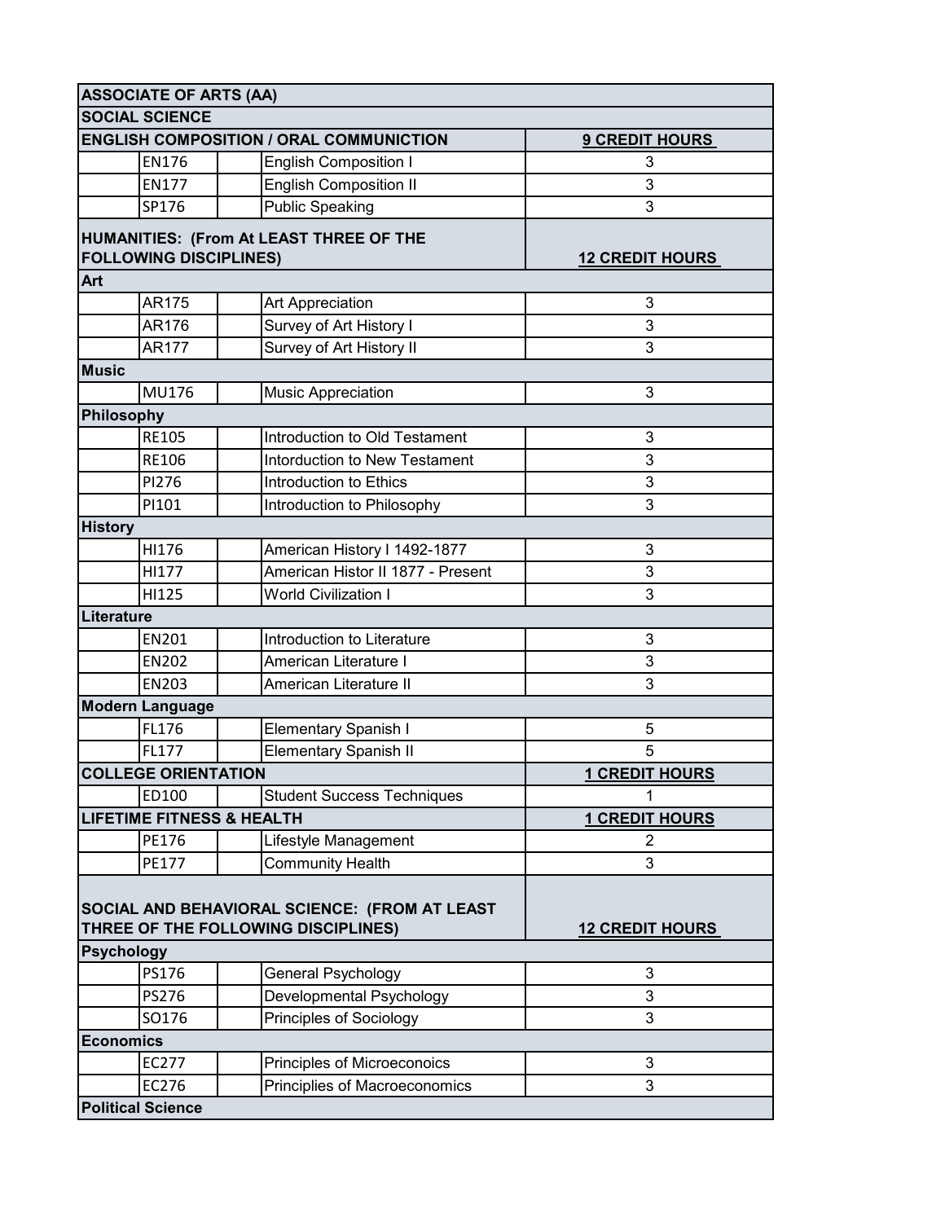| ASSOCIATE OF ARTS (AA) | | | |
|---|---|---|---|
| **SOCIAL SCIENCE** | | | |
| **ENGLISH COMPOSITION / ORAL COMMUNICTION** | | | **9 CREDIT HOURS** |
| | EN176 | English Composition I | 3 |
| | EN177 | English Composition II | 3 |
| | SP176 | Public Speaking | 3 |
| **HUMANITIES: (From At LEAST THREE OF THE FOLLOWING DISCIPLINES)** | | | **12 CREDIT HOURS** |
| **Art** | | | |
| | AR175 | Art Appreciation | 3 |
| | AR176 | Survey of Art History I | 3 |
| | AR177 | Survey of Art History II | 3 |
| **Music** | | | |
| | MU176 | Music Appreciation | 3 |
| **Philosophy** | | | |
| | RE105 | Introduction to Old Testament | 3 |
| | RE106 | Intorduction to New Testament | 3 |
| | PI276 | Introduction to Ethics | 3 |
| | PI101 | Introduction to Philosophy | 3 |
| **History** | | | |
| | HI176 | American History I 1492-1877 | 3 |
| | HI177 | American Histor II 1877 - Present | 3 |
| | HI125 | World Civilization I | 3 |
| **Literature** | | | |
| | EN201 | Introduction to Literature | 3 |
| | EN202 | American Literature I | 3 |
| | EN203 | American Literature II | 3 |
| **Modern Language** | | | |
| | FL176 | Elementary Spanish I | 5 |
| | FL177 | Elementary Spanish II | 5 |
| **COLLEGE ORIENTATION** | | | **1 CREDIT HOURS** |
| | ED100 | Student Success Techniques | 1 |
| **LIFETIME FITNESS & HEALTH** | | | **1 CREDIT HOURS** |
| | PE176 | Lifestyle Management | 2 |
| | PE177 | Community Health | 3 |
| **SOCIAL AND BEHAVIORAL SCIENCE: (FROM AT LEAST THREE OF THE FOLLOWING DISCIPLINES)** | | | **12 CREDIT HOURS** |
| **Psychology** | | | |
| | PS176 | General Psychology | 3 |
| | PS276 | Developmental Psychology | 3 |
| | SO176 | Principles of Sociology | 3 |
| **Economics** | | | |
| | EC277 | Principles of Microeconoics | 3 |
| | EC276 | Principlies of Macroeconomics | 3 |
| **Political Science** | | | |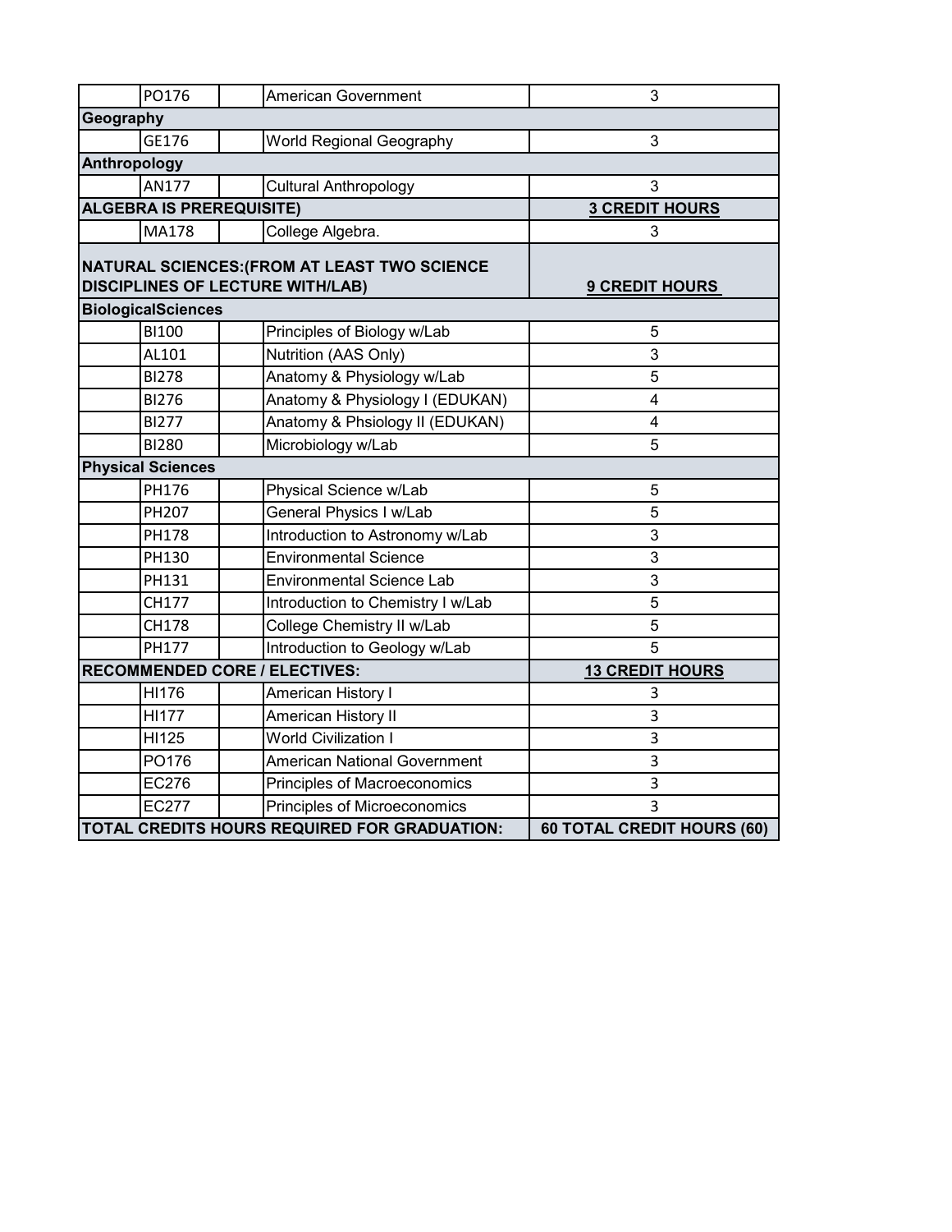| | | | | |
|---|---|---|---|---|
| | PO176 | | American Government | 3 |
| **Geography** | | | | |
| | GE176 | | World Regional Geography | 3 |
| **Anthropology** | | | | |
| | AN177 | | Cultural Anthropology | 3 |
| **ALGEBRA IS PREREQUISITE)** | | | | **3 CREDIT HOURS** |
| | MA178 | | College Algebra. | 3 |
| **NATURAL SCIENCES:(FROM AT LEAST TWO SCIENCE DISCIPLINES OF LECTURE WITH/LAB)** | | | | **9 CREDIT HOURS** |
| **BiologicalSciences** | | | | |
| | BI100 | | Principles of Biology w/Lab | 5 |
| | AL101 | | Nutrition (AAS Only) | 3 |
| | BI278 | | Anatomy & Physiology w/Lab | 5 |
| | BI276 | | Anatomy & Physiology I (EDUKAN) | 4 |
| | BI277 | | Anatomy & Phsiology II (EDUKAN) | 4 |
| | BI280 | | Microbiology w/Lab | 5 |
| **Physical Sciences** | | | | |
| | PH176 | | Physical Science w/Lab | 5 |
| | PH207 | | General Physics I w/Lab | 5 |
| | PH178 | | Introduction to Astronomy w/Lab | 3 |
| | PH130 | | Environmental Science | 3 |
| | PH131 | | Environmental Science Lab | 3 |
| | CH177 | | Introduction to Chemistry I w/Lab | 5 |
| | CH178 | | College Chemistry II w/Lab | 5 |
| | PH177 | | Introduction to Geology w/Lab | 5 |
| **RECOMMENDED CORE / ELECTIVES:** | | | | **13 CREDIT HOURS** |
| | HI176 | | American History I | 3 |
| | HI177 | | American History II | 3 |
| | HI125 | | World Civilization I | 3 |
| | PO176 | | American National Government | 3 |
| | EC276 | | Principles of Macroeconomics | 3 |
| | EC277 | | Principles of Microeconomics | 3 |
| **TOTAL CREDITS HOURS REQUIRED FOR GRADUATION:** | | | | **60 TOTAL CREDIT HOURS (60)** |